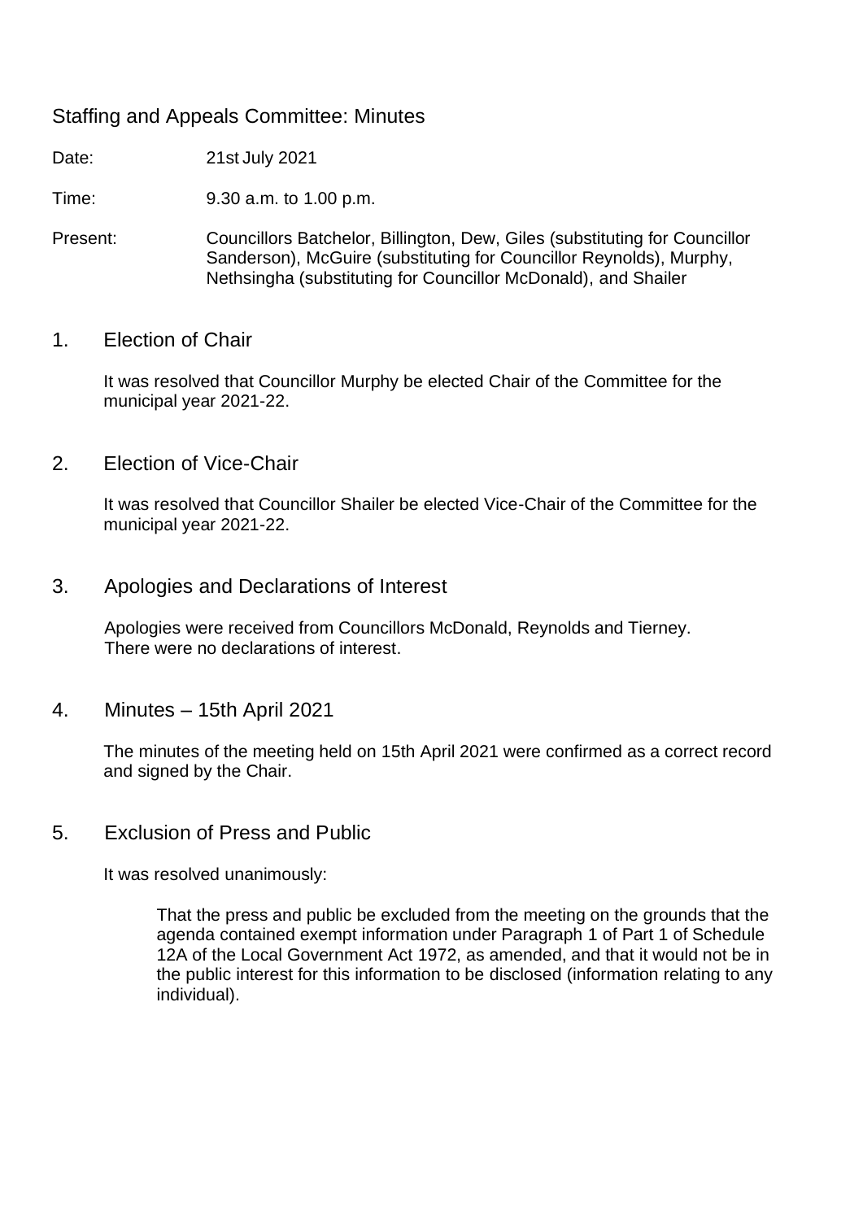# Staffing and Appeals Committee: Minutes

Date: 21st July 2021

Time: 9.30 a.m. to 1.00 p.m.

Present: Councillors Batchelor, Billington, Dew, Giles (substituting for Councillor Sanderson), McGuire (substituting for Councillor Reynolds), Murphy, Nethsingha (substituting for Councillor McDonald), and Shailer

## 1. Election of Chair

It was resolved that Councillor Murphy be elected Chair of the Committee for the municipal year 2021-22.

## 2. Election of Vice-Chair

It was resolved that Councillor Shailer be elected Vice-Chair of the Committee for the municipal year 2021-22.

## 3. Apologies and Declarations of Interest

Apologies were received from Councillors McDonald, Reynolds and Tierney. There were no declarations of interest.

## 4. Minutes – 15th April 2021

The minutes of the meeting held on 15th April 2021 were confirmed as a correct record and signed by the Chair.

## 5. Exclusion of Press and Public

It was resolved unanimously:

> That the press and public be excluded from the meeting on the grounds that the agenda contained exempt information under Paragraph 1 of Part 1 of Schedule 12A of the Local Government Act 1972, as amended, and that it would not be in the public interest for this information to be disclosed (information relating to any individual).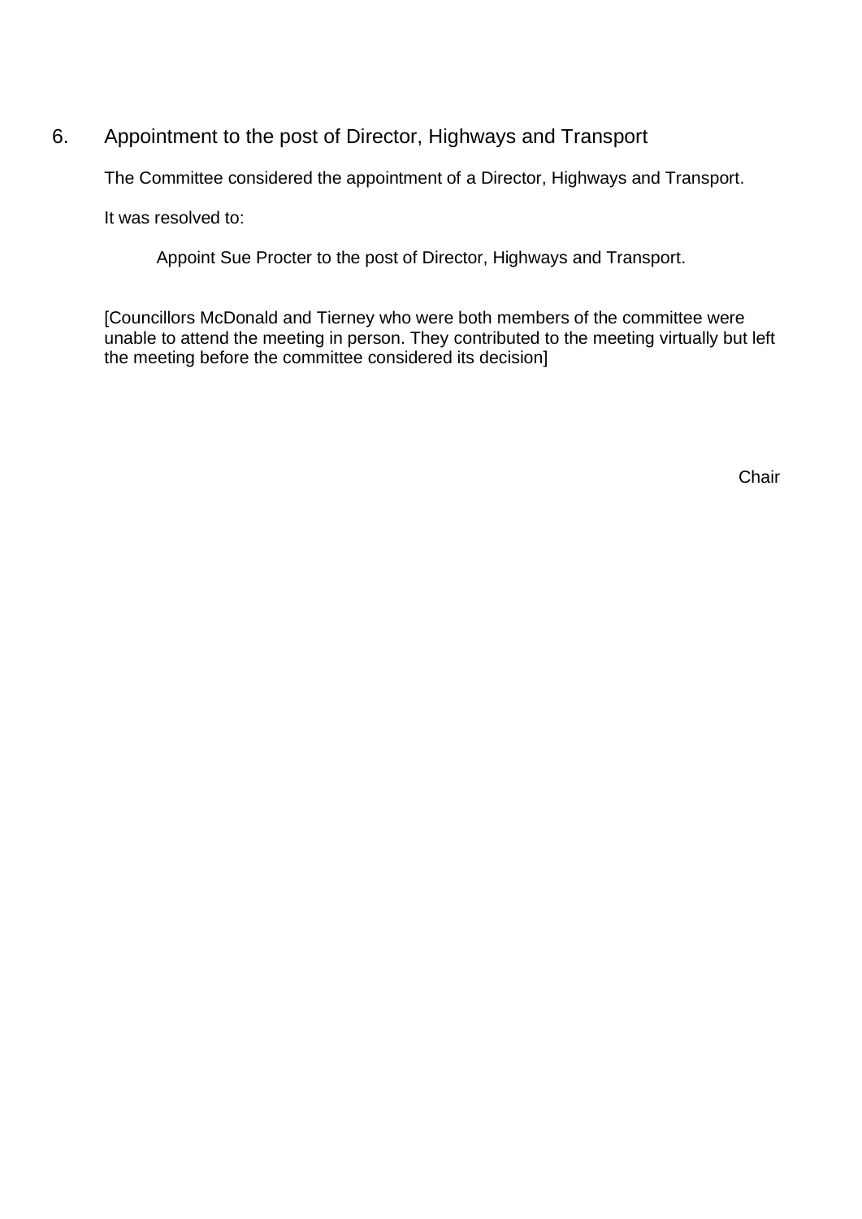## 6. Appointment to the post of Director, Highways and Transport

The Committee considered the appointment of a Director, Highways and Transport.

It was resolved to:

> Appoint Sue Procter to the post of Director, Highways and Transport.

[Councillors McDonald and Tierney who were both members of the committee were unable to attend the meeting in person. They contributed to the meeting virtually but left the meeting before the committee considered its decision]

Chair